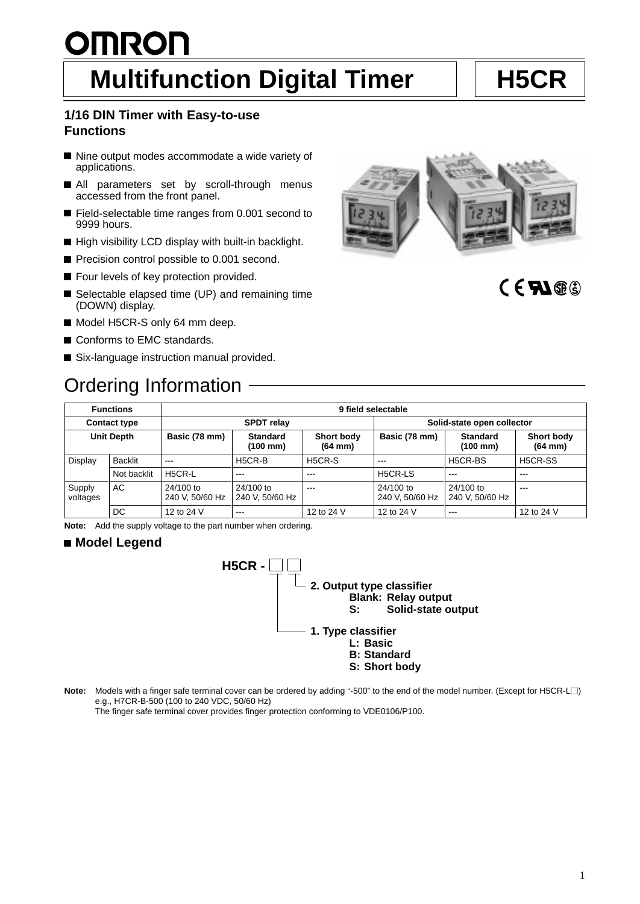**OMRON**

# Multifunction Digital Timer H5CR

### 1/16 DIN Timer with Easy-to-use Functions

- Nine output modes accommodate a wide variety of applications.
- All parameters set by scroll-through menus accessed from the front panel.
- Field-selectable time ranges from 0.001 second to 9999 hours.
- High visibility LCD display with built-in backlight.
- Precision control possible to 0.001 second.
- Four levels of key protection provided.
- Selectable elapsed time (UP) and remaining time (DOWN) display.
- Model H5CR-S only 64 mm deep.
- Conforms to EMC standards.
- Six-language instruction manual provided.

## Ordering Information

| Functions | | 9 field selectable | | | | | |
|---|---|---|---|---|---|---|---|
| Contact type | | SPDT relay | | | Solid-state open collector | | |
| Unit Depth | | Basic (78 mm) | Standard (100 mm) | Short body (64 mm) | Basic (78 mm) | Standard (100 mm) | Short body (64 mm) |
| Display | Backlit | --- | H5CR-B | H5CR-S | --- | H5CR-BS | H5CR-SS |
| | Not backlit | H5CR-L | --- | --- | H5CR-LS | --- | --- |
| Supply voltages | AC | 24/100 to 240 V, 50/60 Hz | 24/100 to 240 V, 50/60 Hz | --- | 24/100 to 240 V, 50/60 Hz | 24/100 to 240 V, 50/60 Hz | --- |
| | DC | 12 to 24 V | --- | 12 to 24 V | 12 to 24 V | --- | 12 to 24 V |

**Note:** Add the supply voltage to the part number when ordering.

### ■ Model Legend

**H5CR - □ □**

**2. Output type classifier**
- **Blank: Relay output**
- **S: Solid-state output**

**1. Type classifier**
- **L: Basic**
- **B: Standard**
- **S: Short body**

**Note:** Models with a finger safe terminal cover can be ordered by adding "-500" to the end of the model number. (Except for H5CR-L□)
e.g., H7CR-B-500 (100 to 240 VDC, 50/60 Hz)
The finger safe terminal cover provides finger protection conforming to VDE0106/P100.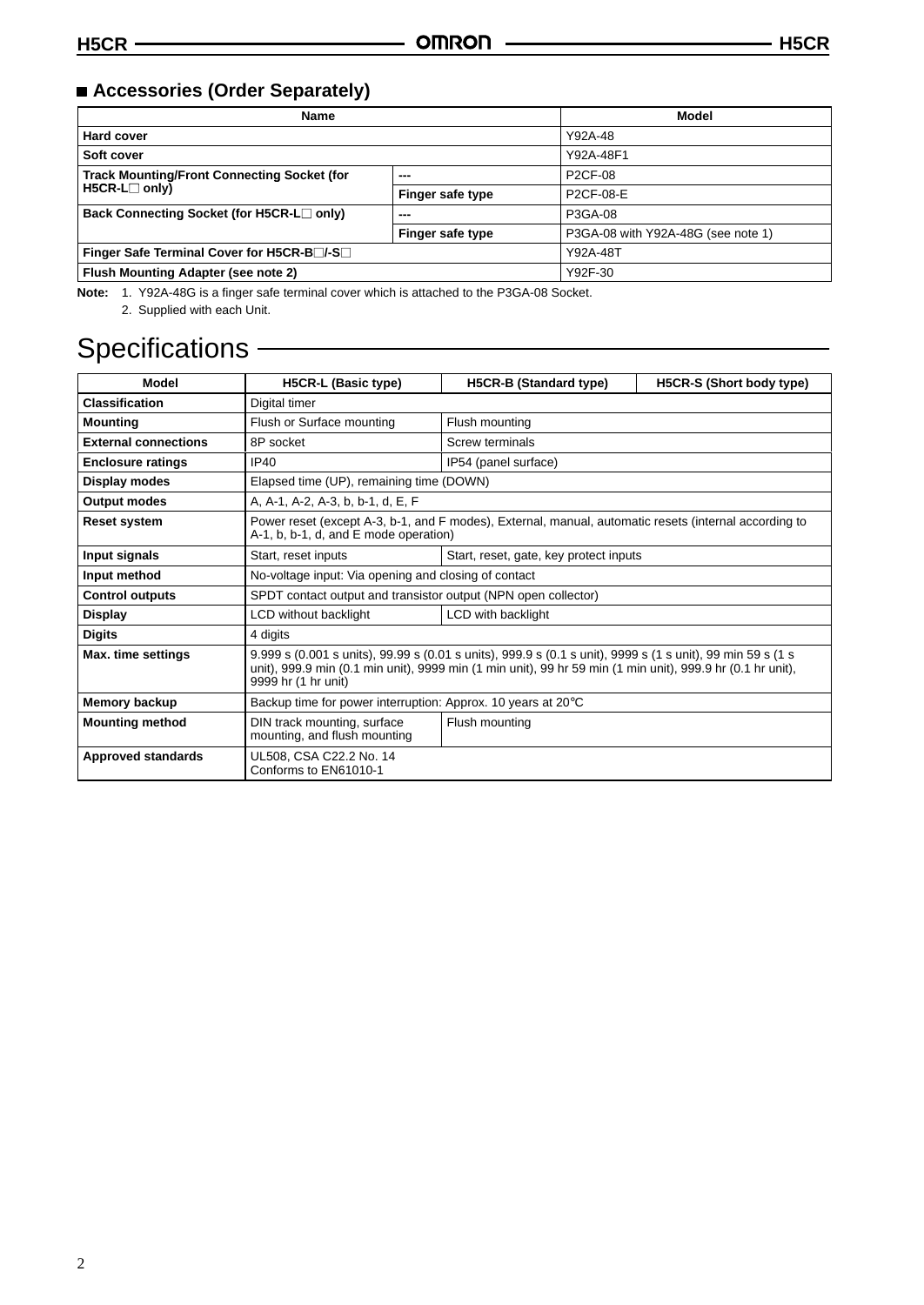## ■ Accessories (Order Separately)

| Name | | Model |
|---|---|---|
| **Hard cover** | | Y92A-48 |
| **Soft cover** | | Y92A-48F1 |
| **Track Mounting/Front Connecting Socket (for H5CR-L□ only)** | --- | P2CF-08 |
| | **Finger safe type** | P2CF-08-E |
| **Back Connecting Socket (for H5CR-L□ only)** | --- | P3GA-08 |
| | **Finger safe type** | P3GA-08 with Y92A-48G (see note 1) |
| **Finger Safe Terminal Cover for H5CR-B□/-S□** | | Y92A-48T |
| **Flush Mounting Adapter (see note 2)** | | Y92F-30 |

**Note:** 1. Y92A-48G is a finger safe terminal cover which is attached to the P3GA-08 Socket.

2. Supplied with each Unit.

# Specifications

| Model | H5CR-L (Basic type) | H5CR-B (Standard type) | H5CR-S (Short body type) |
|---|---|---|---|
| **Classification** | Digital timer | | |
| **Mounting** | Flush or Surface mounting | Flush mounting | |
| **External connections** | 8P socket | Screw terminals | |
| **Enclosure ratings** | IP40 | IP54 (panel surface) | |
| **Display modes** | Elapsed time (UP), remaining time (DOWN) | | |
| **Output modes** | A, A-1, A-2, A-3, b, b-1, d, E, F | | |
| **Reset system** | Power reset (except A-3, b-1, and F modes), External, manual, automatic resets (internal according to A-1, b, b-1, d, and E mode operation) | | |
| **Input signals** | Start, reset inputs | Start, reset, gate, key protect inputs | |
| **Input method** | No-voltage input: Via opening and closing of contact | | |
| **Control outputs** | SPDT contact output and transistor output (NPN open collector) | | |
| **Display** | LCD without backlight | LCD with backlight | |
| **Digits** | 4 digits | | |
| **Max. time settings** | 9.999 s (0.001 s units), 99.99 s (0.01 s units), 999.9 s (0.1 s unit), 9999 s (1 s unit), 99 min 59 s (1 s unit), 999.9 min (0.1 min unit), 9999 min (1 min unit), 99 hr 59 min (1 min unit), 999.9 hr (0.1 hr unit), 9999 hr (1 hr unit) | | |
| **Memory backup** | Backup time for power interruption: Approx. 10 years at 20°C | | |
| **Mounting method** | DIN track mounting, surface mounting, and flush mounting | Flush mounting | |
| **Approved standards** | UL508, CSA C22.2 No. 14<br>Conforms to EN61010-1 | | |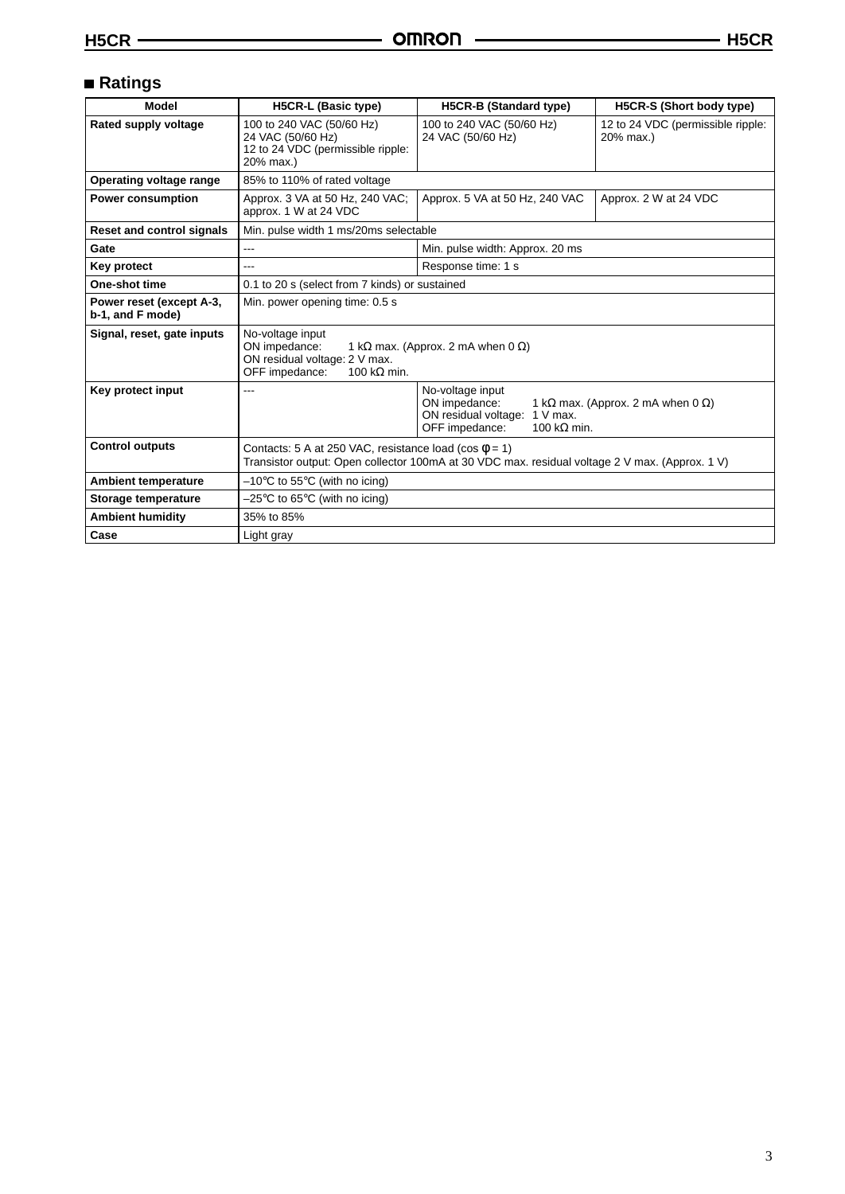## ■ Ratings

| Model | H5CR-L (Basic type) | H5CR-B (Standard type) | H5CR-S (Short body type) |
|---|---|---|---|
| **Rated supply voltage** | 100 to 240 VAC (50/60 Hz)<br>24 VAC (50/60 Hz)<br>12 to 24 VDC (permissible ripple: 20% max.) | 100 to 240 VAC (50/60 Hz)<br>24 VAC (50/60 Hz) | 12 to 24 VDC (permissible ripple: 20% max.) |
| **Operating voltage range** | 85% to 110% of rated voltage | | |
| **Power consumption** | Approx. 3 VA at 50 Hz, 240 VAC; approx. 1 W at 24 VDC | Approx. 5 VA at 50 Hz, 240 VAC | Approx. 2 W at 24 VDC |
| **Reset and control signals** | Min. pulse width 1 ms/20ms selectable | | |
| **Gate** | --- | Min. pulse width: Approx. 20 ms | |
| **Key protect** | --- | Response time: 1 s | |
| **One-shot time** | 0.1 to 20 s (select from 7 kinds) or sustained | | |
| **Power reset (except A-3, b-1, and F mode)** | Min. power opening time: 0.5 s | | |
| **Signal, reset, gate inputs** | No-voltage input<br>ON impedance: 1 kΩ max. (Approx. 2 mA when 0 Ω)<br>ON residual voltage: 2 V max.<br>OFF impedance: 100 kΩ min. | | |
| **Key protect input** | --- | No-voltage input<br>ON impedance: 1 kΩ max. (Approx. 2 mA when 0 Ω)<br>ON residual voltage: 1 V max.<br>OFF impedance: 100 kΩ min. | |
| **Control outputs** | Contacts: 5 A at 250 VAC, resistance load (cos φ = 1)<br>Transistor output: Open collector 100mA at 30 VDC max. residual voltage 2 V max. (Approx. 1 V) | | |
| **Ambient temperature** | –10°C to 55°C (with no icing) | | |
| **Storage temperature** | –25°C to 65°C (with no icing) | | |
| **Ambient humidity** | 35% to 85% | | |
| **Case** | Light gray | | |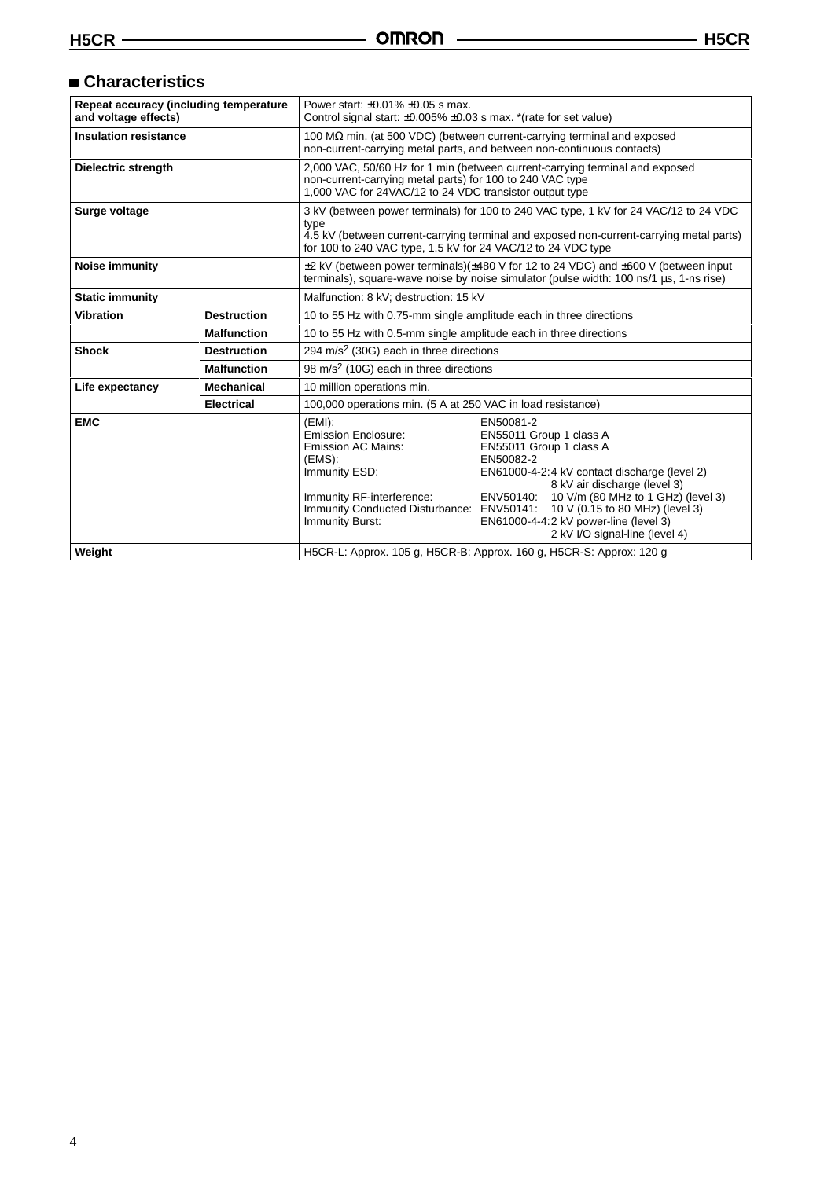## Characteristics

| | | |
|---|---|---|
| **Repeat accuracy (including temperature and voltage effects)** | | Power start: ±0.01% ±0.05 s max.<br>Control signal start: ±0.005% ±0.03 s max. *(rate for set value) |
| **Insulation resistance** | | 100 MΩ min. (at 500 VDC) (between current-carrying terminal and exposed non-current-carrying metal parts, and between non-continuous contacts) |
| **Dielectric strength** | | 2,000 VAC, 50/60 Hz for 1 min (between current-carrying terminal and exposed non-current-carrying metal parts) for 100 to 240 VAC type<br>1,000 VAC for 24VAC/12 to 24 VDC transistor output type |
| **Surge voltage** | | 3 kV (between power terminals) for 100 to 240 VAC type, 1 kV for 24 VAC/12 to 24 VDC type<br>4.5 kV (between current-carrying terminal and exposed non-current-carrying metal parts) for 100 to 240 VAC type, 1.5 kV for 24 VAC/12 to 24 VDC type |
| **Noise immunity** | | ±2 kV (between power terminals)(±480 V for 12 to 24 VDC) and ±600 V (between input terminals), square-wave noise by noise simulator (pulse width: 100 ns/1 µs, 1-ns rise) |
| **Static immunity** | | Malfunction: 8 kV; destruction: 15 kV |
| **Vibration** | **Destruction** | 10 to 55 Hz with 0.75-mm single amplitude each in three directions |
| | **Malfunction** | 10 to 55 Hz with 0.5-mm single amplitude each in three directions |
| **Shock** | **Destruction** | 294 m/s² (30G) each in three directions |
| | **Malfunction** | 98 m/s² (10G) each in three directions |
| **Life expectancy** | **Mechanical** | 10 million operations min. |
| | **Electrical** | 100,000 operations min. (5 A at 250 VAC in load resistance) |
| **EMC** | | (EMI): EN50081-2<br>Emission Enclosure: EN55011 Group 1 class A<br>Emission AC Mains: EN55011 Group 1 class A<br>(EMS): EN50082-2<br>Immunity ESD: EN61000-4-2:4 kV contact discharge (level 2)<br>8 kV air discharge (level 3)<br>Immunity RF-interference: ENV50140: 10 V/m (80 MHz to 1 GHz) (level 3)<br>Immunity Conducted Disturbance: ENV50141: 10 V (0.15 to 80 MHz) (level 3)<br>Immunity Burst: EN61000-4-4:2 kV power-line (level 3)<br>2 kV I/O signal-line (level 4) |
| **Weight** | | H5CR-L: Approx. 105 g, H5CR-B: Approx. 160 g, H5CR-S: Approx: 120 g |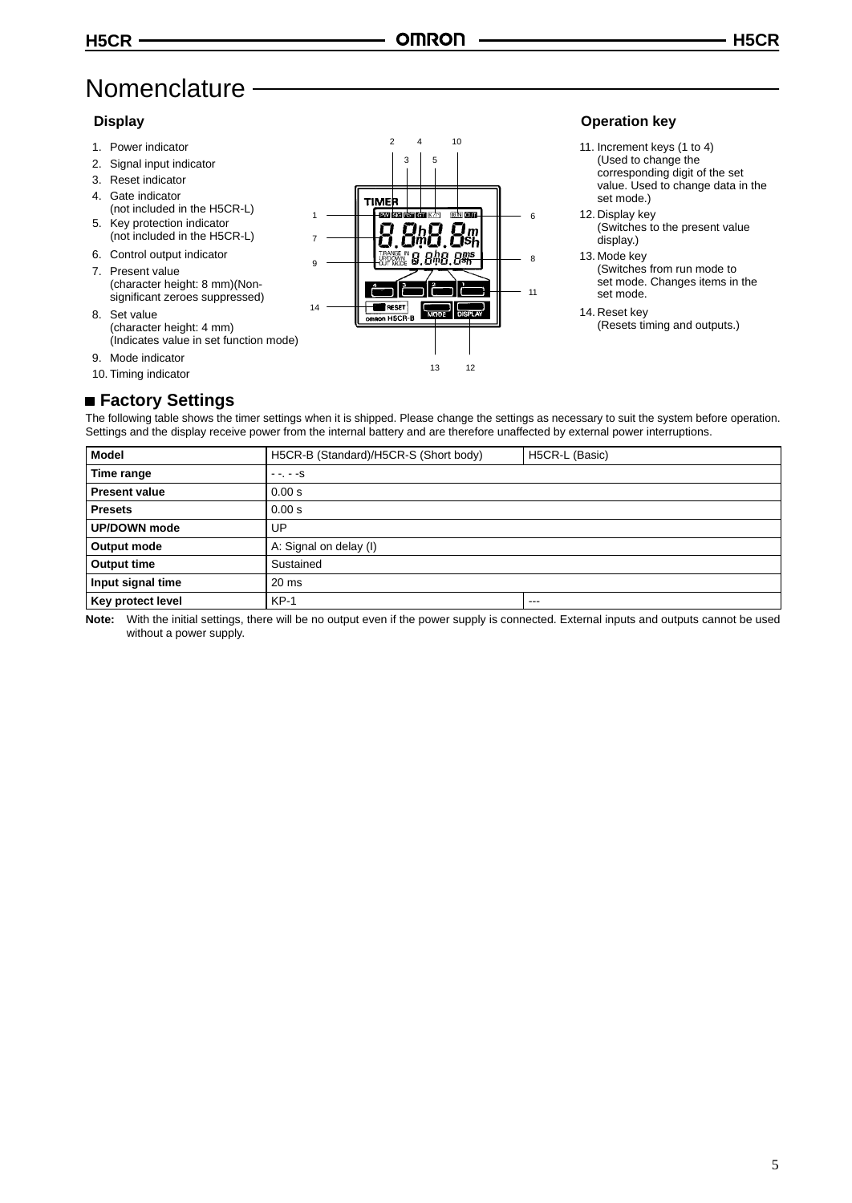# Nomenclature

### Display

1. Power indicator
2. Signal input indicator
3. Reset indicator
4. Gate indicator (not included in the H5CR-L)
5. Key protection indicator (not included in the H5CR-L)
6. Control output indicator
7. Present value (character height: 8 mm)(Non-significant zeroes suppressed)
8. Set value (character height: 4 mm) (Indicates value in set function mode)
9. Mode indicator
10. Timing indicator

### Operation key

11. Increment keys (1 to 4) (Used to change the corresponding digit of the set value. Used to change data in the set mode.)
12. Display key (Switches to the present value display.)
13. Mode key (Switches from run mode to set mode. Changes items in the set mode.
14. Reset key (Resets timing and outputs.)

## ■ Factory Settings

The following table shows the timer settings when it is shipped. Please change the settings as necessary to suit the system before operation. Settings and the display receive power from the internal battery and are therefore unaffected by external power interruptions.

| Model | H5CR-B (Standard)/H5CR-S (Short body) | H5CR-L (Basic) |
|---|---|---|
| Time range | - -. - -s | |
| Present value | 0.00 s | |
| Presets | 0.00 s | |
| UP/DOWN mode | UP | |
| Output mode | A: Signal on delay (I) | |
| Output time | Sustained | |
| Input signal time | 20 ms | |
| Key protect level | KP-1 | --- |

**Note:** With the initial settings, there will be no output even if the power supply is connected. External inputs and outputs cannot be used without a power supply.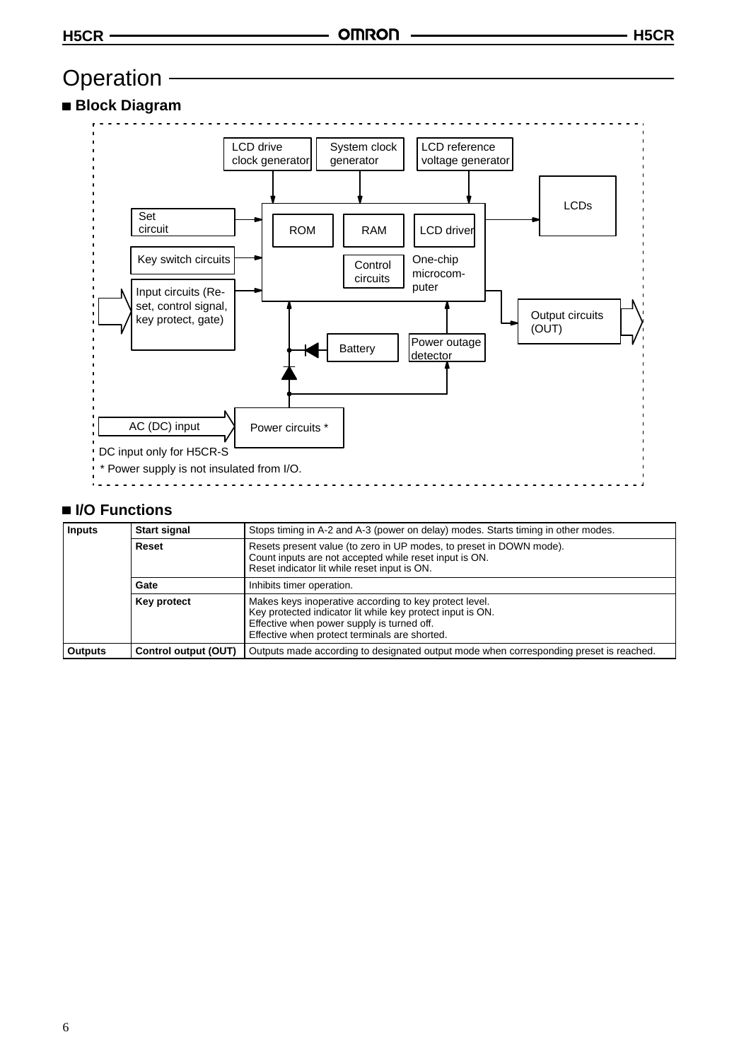# Operation

## Block Diagram

LCD drive clock generator

System clock generator

LCD reference voltage generator

LCDs

Set circuit

ROM

RAM

LCD driver

Key switch circuits

Control circuits

One-chip microcomputer

Input circuits (Reset, control signal, key protect, gate)

Output circuits (OUT)

Battery

Power outage detector

AC (DC) input

Power circuits *

DC input only for H5CR-S

* Power supply is not insulated from I/O.

## I/O Functions

| Inputs | Start signal | Stops timing in A-2 and A-3 (power on delay) modes. Starts timing in other modes. |
|---|---|---|
| | Reset | Resets present value (to zero in UP modes, to preset in DOWN mode).<br>Count inputs are not accepted while reset input is ON.<br>Reset indicator lit while reset input is ON. |
| | Gate | Inhibits timer operation. |
| | Key protect | Makes keys inoperative according to key protect level.<br>Key protected indicator lit while key protect input is ON.<br>Effective when power supply is turned off.<br>Effective when protect terminals are shorted. |
| Outputs | Control output (OUT) | Outputs made according to designated output mode when corresponding preset is reached. |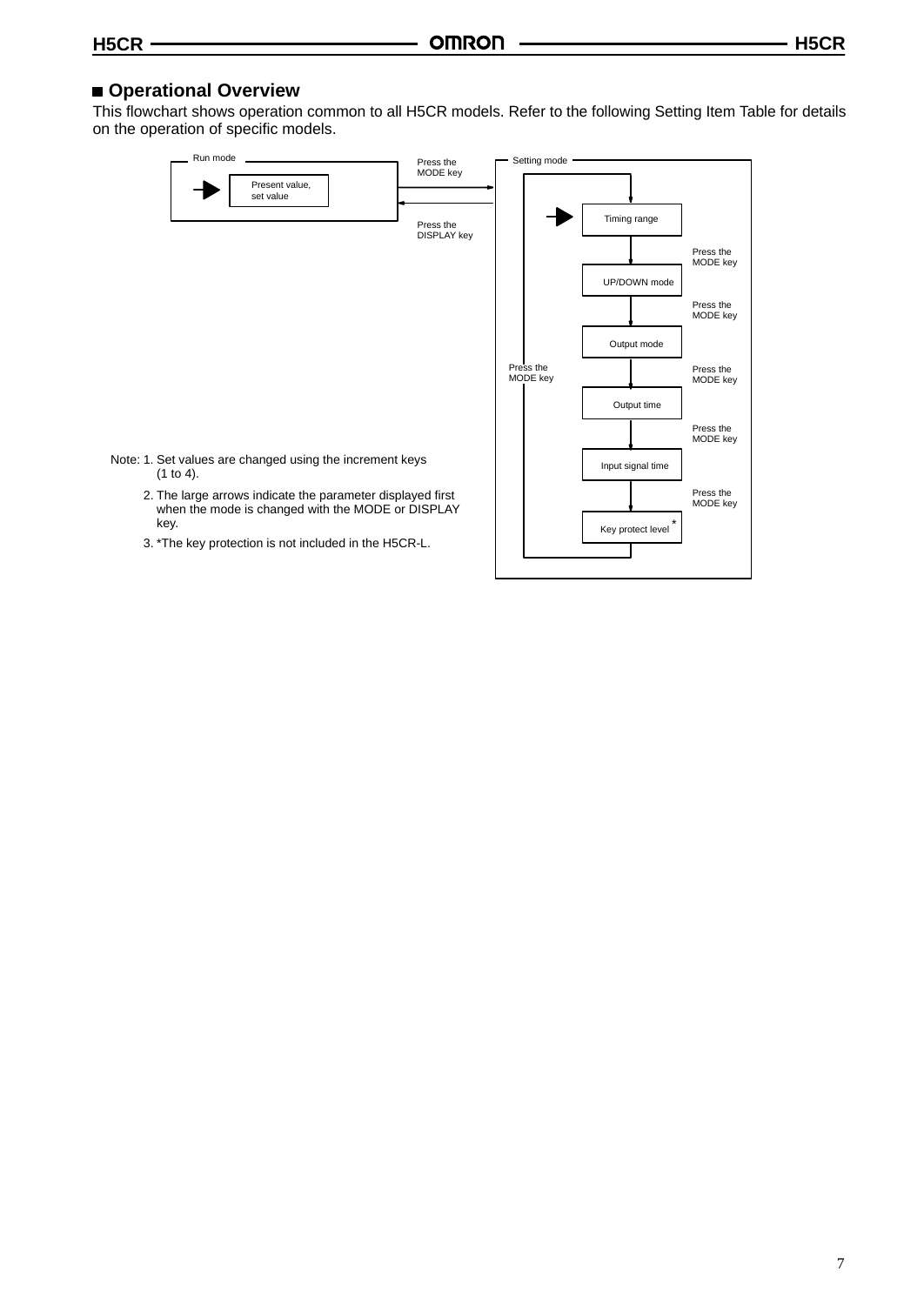## ■ Operational Overview

This flowchart shows operation common to all H5CR models. Refer to the following Setting Item Table for details on the operation of specific models.

Run mode

- Present value, set value

Press the MODE key → Setting mode

Press the DISPLAY key → Run mode

Setting mode

- Timing range
- Press the MODE key
- UP/DOWN mode
- Press the MODE key
- Output mode
- Press the MODE key
- Output time
- Press the MODE key
- Input signal time
- Press the MODE key
- Key protect level *
- Press the MODE key (returns to Timing range)

Note: 1. Set values are changed using the increment keys (1 to 4).

2. The large arrows indicate the parameter displayed first when the mode is changed with the MODE or DISPLAY key.

3. *The key protection is not included in the H5CR-L.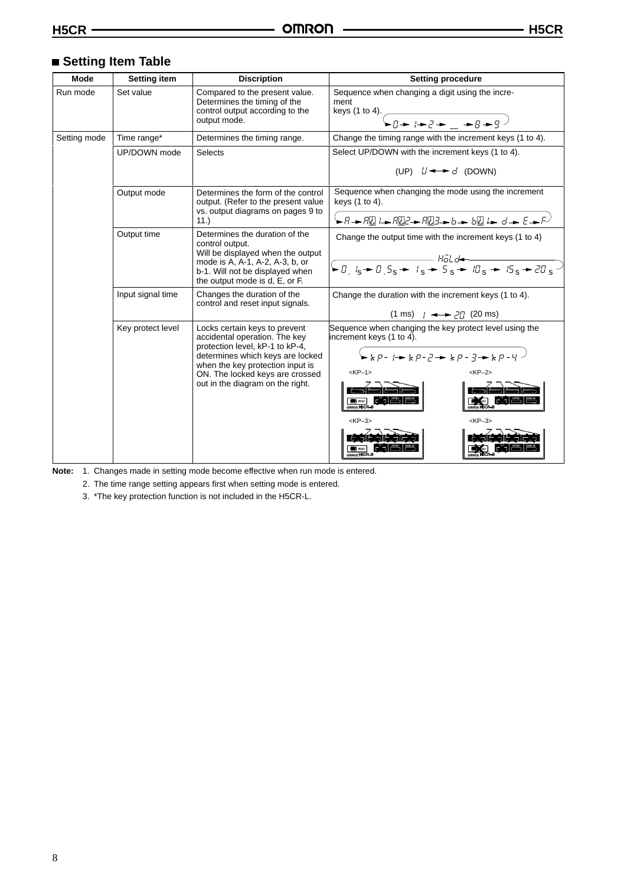## ■ Setting Item Table

| Mode | Setting item | Discription | Setting procedure |
|---|---|---|---|
| Run mode | Set value | Compared to the present value. Determines the timing of the control output according to the output mode. | Sequence when changing a digit using the increment keys (1 to 4). → 0 → 1 → 2 → ..... → 8 → 9 |
| Setting mode | Time range* | Determines the timing range. | Change the timing range with the increment keys (1 to 4). |
| | UP/DOWN mode | Selects | Select UP/DOWN with the increment keys (1 to 4). (UP) U ↔ d (DOWN) |
| | Output mode | Determines the form of the control output. (Refer to the present value vs. output diagrams on pages 9 to 11.) | Sequence when changing the mode using the increment keys (1 to 4). → A → A-1 → A-2 → A-3 → b → b-1 → d → E → F |
| | Output time | Determines the duration of the control output. Will be displayed when the output mode is A, A-1, A-2, A-3, b, or b-1. Will not be displayed when the output mode is d, E, or F. | Change the output time with the increment keys (1 to 4) → 0.1s → 0.5s → 1s → 5s → 10s → 15s → 20s → HOLd |
| | Input signal time | Changes the duration of the control and reset input signals. | Change the duration with the increment keys (1 to 4). (1 ms) 1 ↔ 20 (20 ms) |
| | Key protect level | Locks certain keys to prevent accidental operation. The key protection level, kP-1 to kP-4, determines which keys are locked when the key protection input is ON. The locked keys are crossed out in the diagram on the right. | Sequence when changing the key protect level using the increment keys (1 to 4). → kP-1 → kP-2 → kP-3 → kP-4 <br> <KP–1> <KP–2> <KP–3> <KP–3> |

**Note:** 1. Changes made in setting mode become effective when run mode is entered.

2. The time range setting appears first when setting mode is entered.

3. *The key protection function is not included in the H5CR-L.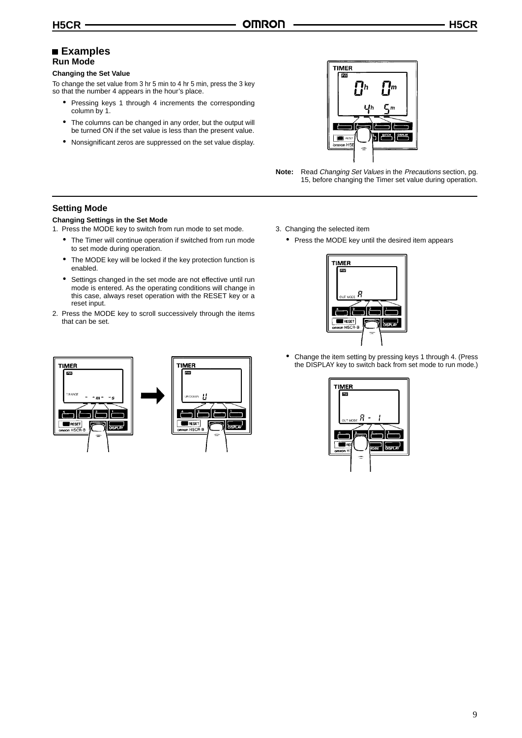## ■ Examples

### Run Mode

**Changing the Set Value**

To change the set value from 3 hr 5 min to 4 hr 5 min, press the 3 key so that the number 4 appears in the hour's place.

- Pressing keys 1 through 4 increments the corresponding column by 1.
- The columns can be changed in any order, but the output will be turned ON if the set value is less than the present value.
- Nonsignificant zeros are suppressed on the set value display.

**Note:** Read *Changing Set Values* in the *Precautions* section, pg. 15, before changing the Timer set value during operation.

### Setting Mode

**Changing Settings in the Set Mode**

1. Press the MODE key to switch from run mode to set mode.
   - The Timer will continue operation if switched from run mode to set mode during operation.
   - The MODE key will be locked if the key protection function is enabled.
   - Settings changed in the set mode are not effective until run mode is entered. As the operating conditions will change in this case, always reset operation with the RESET key or a reset input.
2. Press the MODE key to scroll successively through the items that can be set.
3. Changing the selected item
   - Press the MODE key until the desired item appears
   - Change the item setting by pressing keys 1 through 4. (Press the DISPLAY key to switch back from set mode to run mode.)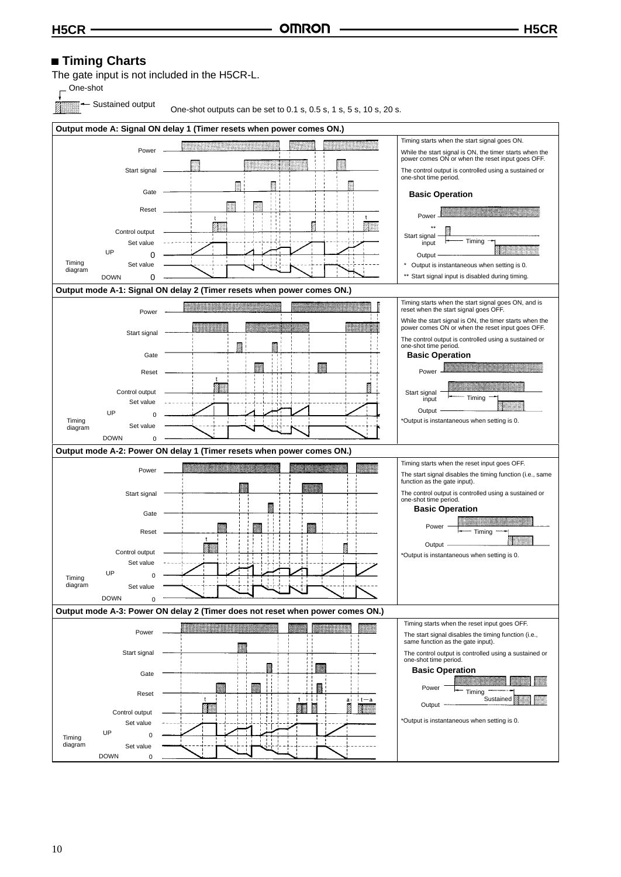## Timing Charts

The gate input is not included in the H5CR-L.

One-shot

Sustained output

One-shot outputs can be set to 0.1 s, 0.5 s, 1 s, 5 s, 10 s, 20 s.

### Output mode A: Signal ON delay 1 (Timer resets when power comes ON.)

Power
Start signal
Gate
Reset
Control output
Timing diagram: UP (Set value, 0), DOWN (Set value, 0)

Timing starts when the start signal goes ON.

While the start signal is ON, the timer starts when the power comes ON or when the reset input goes OFF.

The control output is controlled using a sustained or one-shot time period.

**Basic Operation**

Power
Start signal input **
Timing
Output

\* Output is instantaneous when setting is 0.

\*\* Start signal input is disabled during timing.

### Output mode A-1: Signal ON delay 2 (Timer resets when power comes ON.)

Power
Start signal
Gate
Reset
Control output
Timing diagram: UP (Set value, 0), DOWN (Set value, 0)

Timing starts when the start signal goes ON, and is reset when the start signal goes OFF.

While the start signal is ON, the timer starts when the power comes ON or when the reset input goes OFF.

The control output is controlled using a sustained or one-shot time period.

**Basic Operation**

Power
Start signal input
Timing
Output

*Output is instantaneous when setting is 0.

### Output mode A-2: Power ON delay 1 (Timer resets when power comes ON.)

Power
Start signal
Gate
Reset
Control output
Timing diagram: UP (Set value, 0), DOWN (Set value, 0)

Timing starts when the reset input goes OFF.

The start signal disables the timing function (i.e., same function as the gate input).

The control output is controlled using a sustained or one-shot time period.

**Basic Operation**

Power
Timing
Output

*Output is instantaneous when setting is 0.

### Output mode A-3: Power ON delay 2 (Timer does not reset when power comes ON.)

Power
Start signal
Gate
Reset
Control output
Timing diagram: UP (Set value, 0), DOWN (Set value, 0)

Timing starts when the reset input goes OFF.

The start signal disables the timing function (i.e., same function as the gate input).

The control output is controlled using a sustained or one-shot time period.

**Basic Operation**

Power
Timing
Sustained
Output

*Output is instantaneous when setting is 0.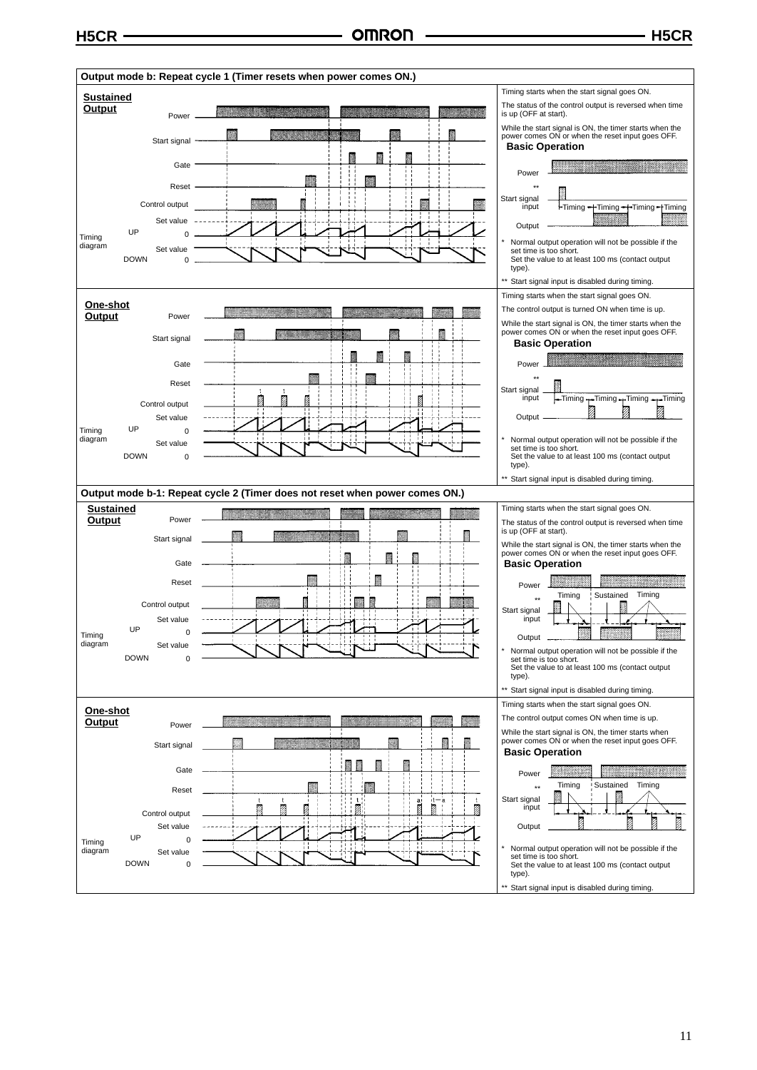## Output mode b: Repeat cycle 1 (Timer resets when power comes ON.)

### Sustained Output

Power

Start signal

Gate

Reset

Control output

Timing diagram — UP: Set value, 0; DOWN: Set value, 0

Timing starts when the start signal goes ON.

The status of the control output is reversed when time is up (OFF at start).

While the start signal is ON, the timer starts when the power comes ON or when the reset input goes OFF.

**Basic Operation**

Power

** Start signal input — Timing / Timing / Timing / Timing

Output

\* Normal output operation will not be possible if the set time is too short. Set the value to at least 100 ms (contact output type).

** Start signal input is disabled during timing.

### One-shot Output

Power

Start signal

Gate

Reset

Control output — t, t

Timing diagram — UP: Set value, 0; DOWN: Set value, 0

Timing starts when the start signal goes ON.

The control output is turned ON when time is up.

While the start signal is ON, the timer starts when the power comes ON or when the reset input goes OFF.

**Basic Operation**

Power

** Start signal input — Timing / Timing / Timing / Timing

Output

\* Normal output operation will not be possible if the set time is too short. Set the value to at least 100 ms (contact output type).

** Start signal input is disabled during timing.

## Output mode b-1: Repeat cycle 2 (Timer does not reset when power comes ON.)

### Sustained Output

Power

Start signal

Gate

Reset

Control output

Timing diagram — UP: Set value, 0; DOWN: Set value, 0

Timing starts when the start signal goes ON.

The status of the control output is reversed when time is up (OFF at start).

While the start signal is ON, the timer starts when the power comes ON or when the reset input goes OFF.

**Basic Operation**

Power

** Start signal input — Timing / Sustained / Timing

Output

\* Normal output operation will not be possible if the set time is too short. Set the value to at least 100 ms (contact output type).

** Start signal input is disabled during timing.

### One-shot Output

Power

Start signal

Gate

Reset

Control output — t, t, t, a, t - a, t

Timing diagram — UP: Set value, 0; DOWN: Set value, 0

Timing starts when the start signal goes ON.

The control output comes ON when time is up.

While the start signal is ON, the timer starts when power comes ON or when the reset input goes OFF.

**Basic Operation**

Power

** Start signal input — Timing / Sustained / Timing

Output

\* Normal output operation will not be possible if the set time is too short. Set the value to at least 100 ms (contact output type).

** Start signal input is disabled during timing.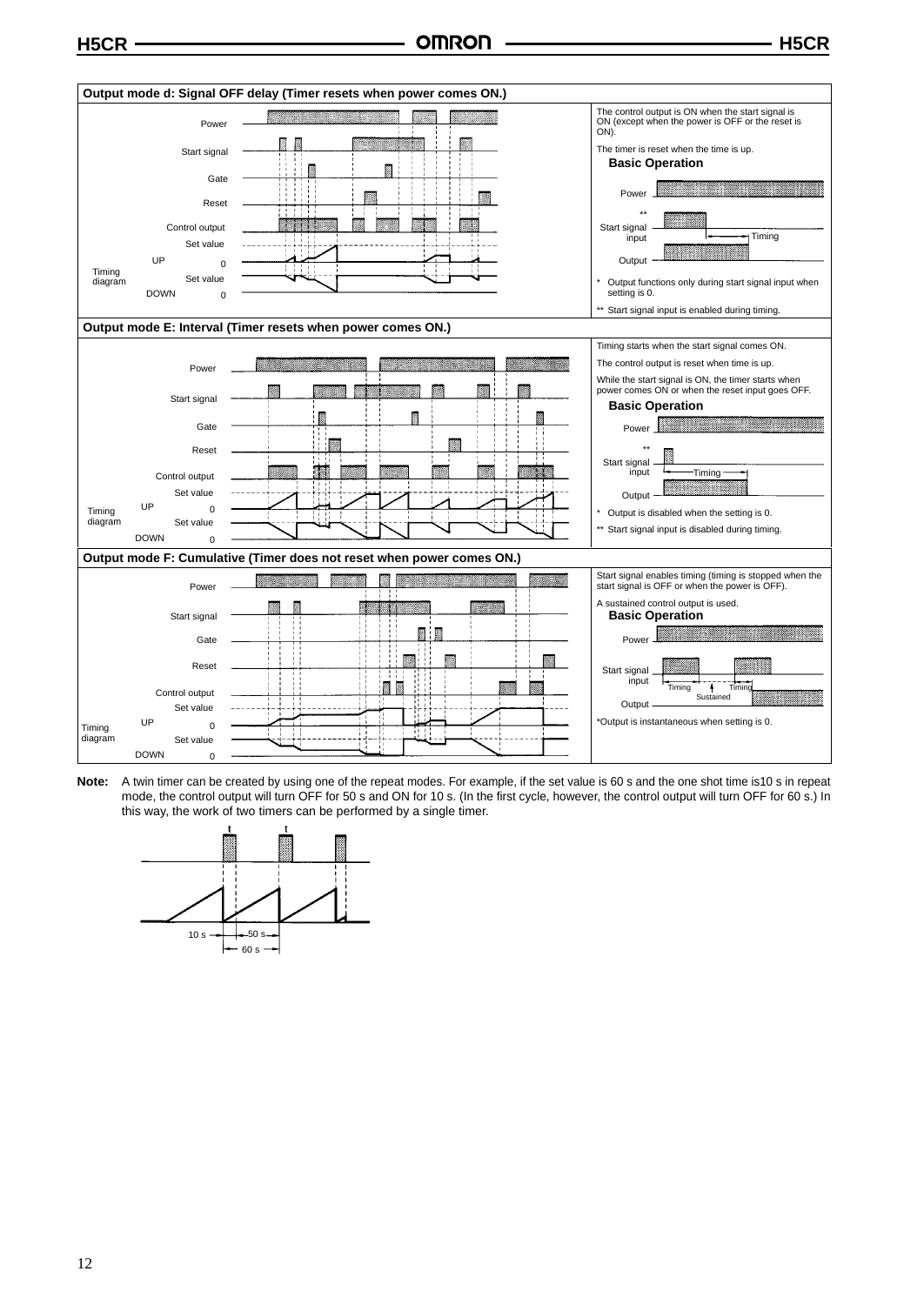### Output mode d: Signal OFF delay (Timer resets when power comes ON.)

Power
Start signal
Gate
Reset
Control output
Set value
UP 0
Timing diagram
Set value
DOWN 0

The control output is ON when the start signal is ON (except when the power is OFF or the reset is ON).

The timer is reset when the time is up.

**Basic Operation**

Power
**
Start signal input
Timing
Output

\* Output functions only during start signal input when setting is 0.

** Start signal input is enabled during timing.

### Output mode E: Interval (Timer resets when power comes ON.)

Power
Start signal
Gate
Reset
Control output
Set value
UP 0
Timing diagram
Set value
DOWN 0

Timing starts when the start signal comes ON.

The control output is reset when time is up.

While the start signal is ON, the timer starts when power comes ON or when the reset input goes OFF.

**Basic Operation**

Power
**
Start signal input
Timing
Output

\* Output is disabled when the setting is 0.

** Start signal input is disabled during timing.

### Output mode F: Cumulative (Timer does not reset when power comes ON.)

Power
Start signal
Gate
Reset
Control output
Set value
UP 0
Timing diagram
Set value
DOWN 0

Start signal enables timing (timing is stopped when the start signal is OFF or when the power is OFF).

A sustained control output is used.

**Basic Operation**

Power
Start signal input
Timing
Sustained
Timing
Output

\*Output is instantaneous when setting is 0.

**Note:** A twin timer can be created by using one of the repeat modes. For example, if the set value is 60 s and the one shot time is10 s in repeat mode, the control output will turn OFF for 50 s and ON for 10 s. (In the first cycle, however, the control output will turn OFF for 60 s.) In this way, the work of two timers can be performed by a single timer.

t t
10 s 50 s
60 s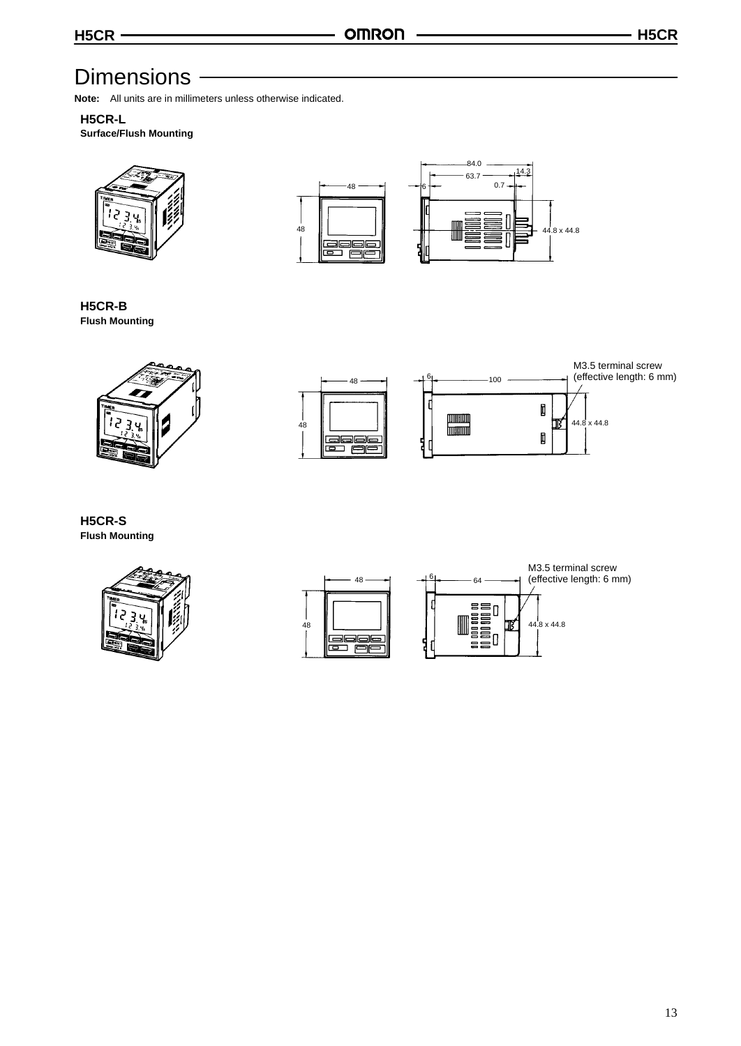# Dimensions

**Note:** All units are in millimeters unless otherwise indicated.

## H5CR-L

**Surface/Flush Mounting**

84.0
63.7
14.3
0.7
48
6
48
44.8 x 44.8

## H5CR-B

**Flush Mounting**

M3.5 terminal screw
(effective length: 6 mm)
48
6
100
48
44.8 x 44.8

## H5CR-S

**Flush Mounting**

M3.5 terminal screw
(effective length: 6 mm)
48
6
64
48
44.8 x 44.8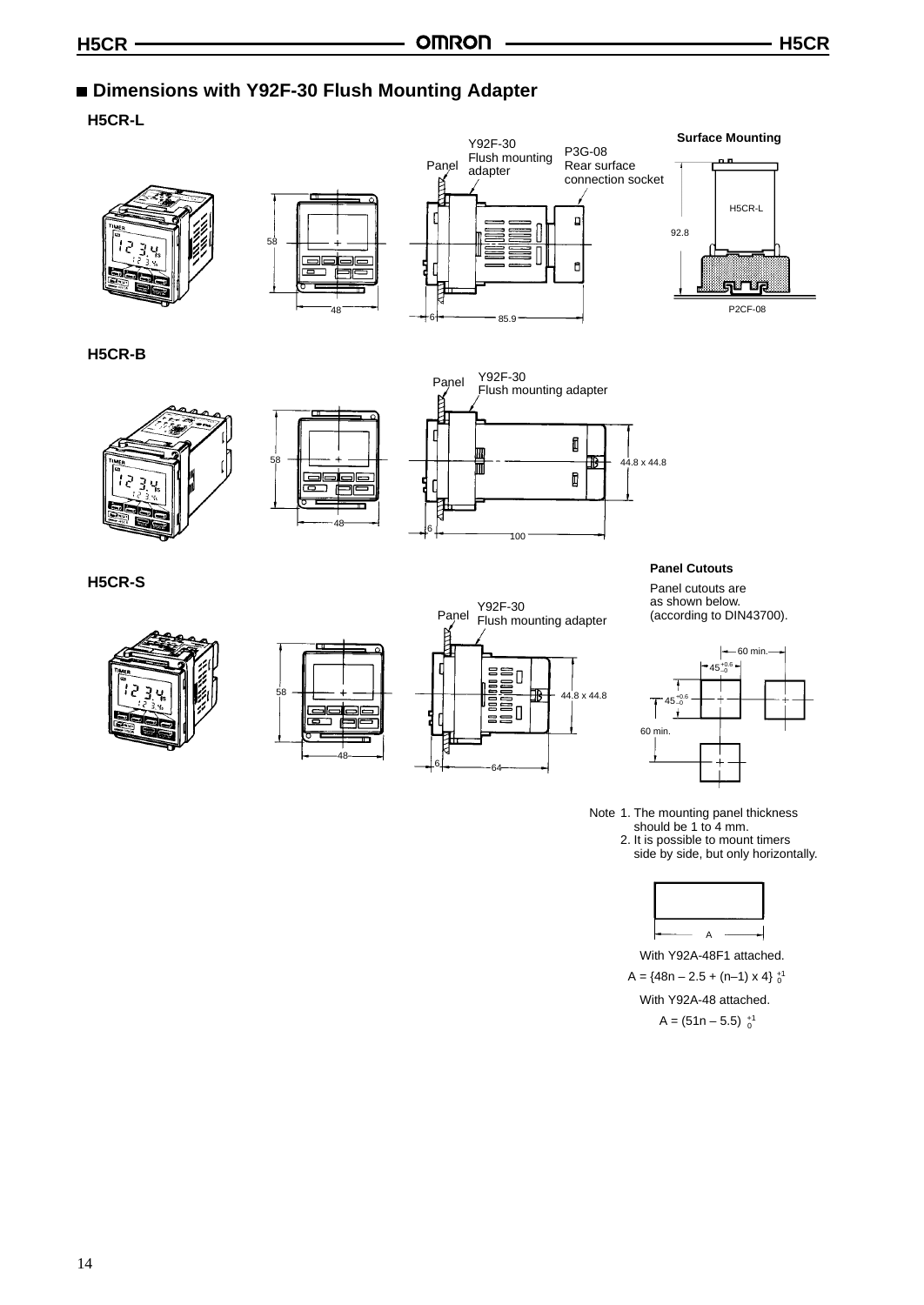## ■ Dimensions with Y92F-30 Flush Mounting Adapter

### H5CR-L

Surface Mounting

Y92F-30 Flush mounting adapter

Panel

P3G-08 Rear surface connection socket

58

48

6

85.9

H5CR-L

92.8

P2CF-08

### H5CR-B

Panel

Y92F-30 Flush mounting adapter

58

48

6

100

44.8 x 44.8

### H5CR-S

Panel

Y92F-30 Flush mounting adapter

58

48

6

64

44.8 x 44.8

**Panel Cutouts**

Panel cutouts are as shown below. (according to DIN43700).

60 min.

$45^{+0.6}_{-0}$

$45^{+0.6}_{-0}$

60 min.

Note 1. The mounting panel thickness should be 1 to 4 mm.
2. It is possible to mount timers side by side, but only horizontally.

A

With Y92A-48F1 attached.

$A = \{48n - 2.5 + (n-1) \times 4\}^{+1}_{0}$

With Y92A-48 attached.

$A = (51n - 5.5)^{+1}_{0}$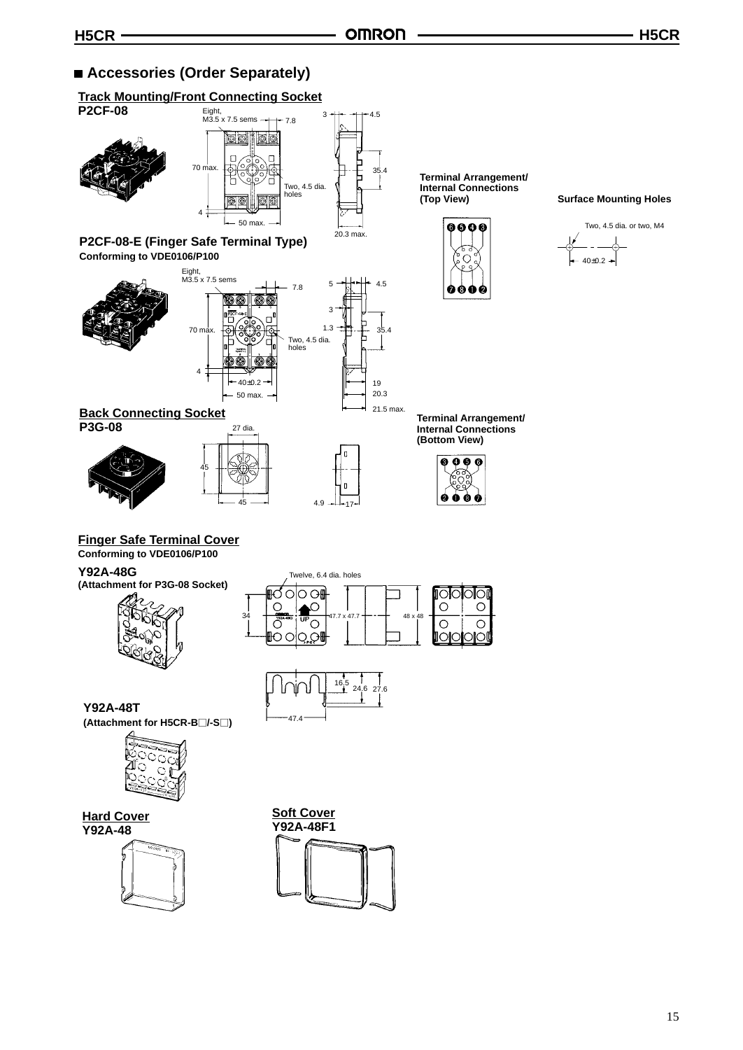## ■ Accessories (Order Separately)

### Track Mounting/Front Connecting Socket

**P2CF-08**

Eight, M3.5 x 7.5 sems

7.8

70 max.

Two, 4.5 dia. holes

4

50 max.

3

4.5

35.4

20.3 max.

**Terminal Arrangement/ Internal Connections (Top View)**

**Surface Mounting Holes**

Two, 4.5 dia. or two, M4

40±0.2

**P2CF-08-E (Finger Safe Terminal Type)**

**Conforming to VDE0106/P100**

Eight, M3.5 x 7.5 sems

7.8

70 max.

Two, 4.5 dia. holes

4

40±0.2

50 max.

5

4.5

3

1.3

35.4

19

20.3

21.5 max.

### Back Connecting Socket

**P3G-08**

27 dia.

45

45

4.9

17

**Terminal Arrangement/ Internal Connections (Bottom View)**

### Finger Safe Terminal Cover

**Conforming to VDE0106/P100**

**Y92A-48G**
**(Attachment for P3G-08 Socket)**

Twelve, 6.4 dia. holes

34

47.7 x 47.7

48 x 48

16.5

24.6

27.6

47.4

**Y92A-48T**
**(Attachment for H5CR-B□/-S□)**

### Hard Cover

**Y92A-48**

### Soft Cover

**Y92A-48F1**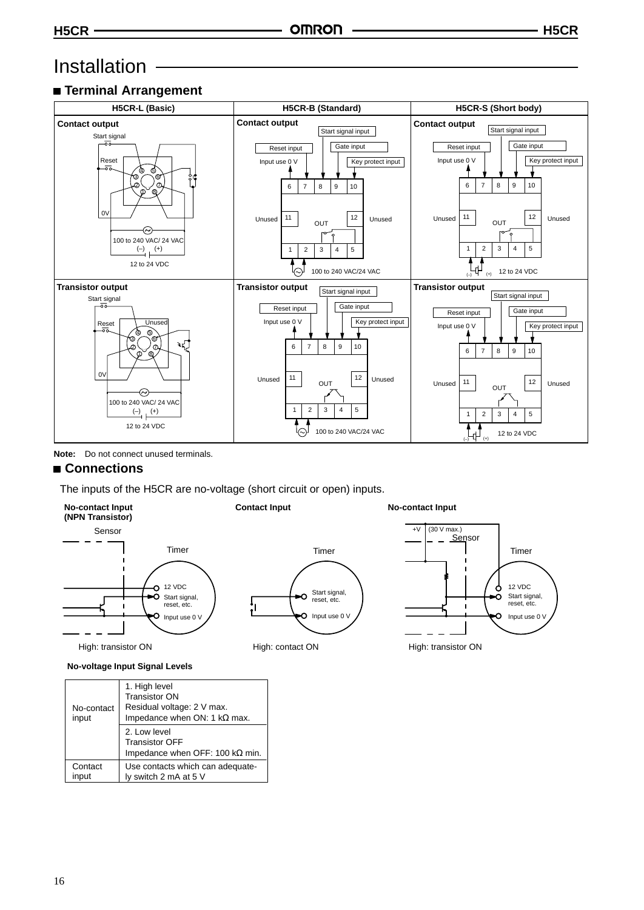# Installation

## ■ Terminal Arrangement

| H5CR-L (Basic) | H5CR-B (Standard) | H5CR-S (Short body) |
|---|---|---|
| **Contact output** | **Contact output** | **Contact output** |
| **Transistor output** | **Transistor output** | **Transistor output** |

**Note:** Do not connect unused terminals.

## ■ Connections

The inputs of the H5CR are no-voltage (short circuit or open) inputs.

**No-contact Input (NPN Transistor)** — High: transistor ON

**Contact Input** — High: contact ON

**No-contact Input** — High: transistor ON

**No-voltage Input Signal Levels**

| | |
|---|---|
| No-contact input | 1. High level<br>Transistor ON<br>Residual voltage: 2 V max.<br>Impedance when ON: 1 kΩ max. |
| | 2. Low level<br>Transistor OFF<br>Impedance when OFF: 100 kΩ min. |
| Contact input | Use contacts which can adequately switch 2 mA at 5 V |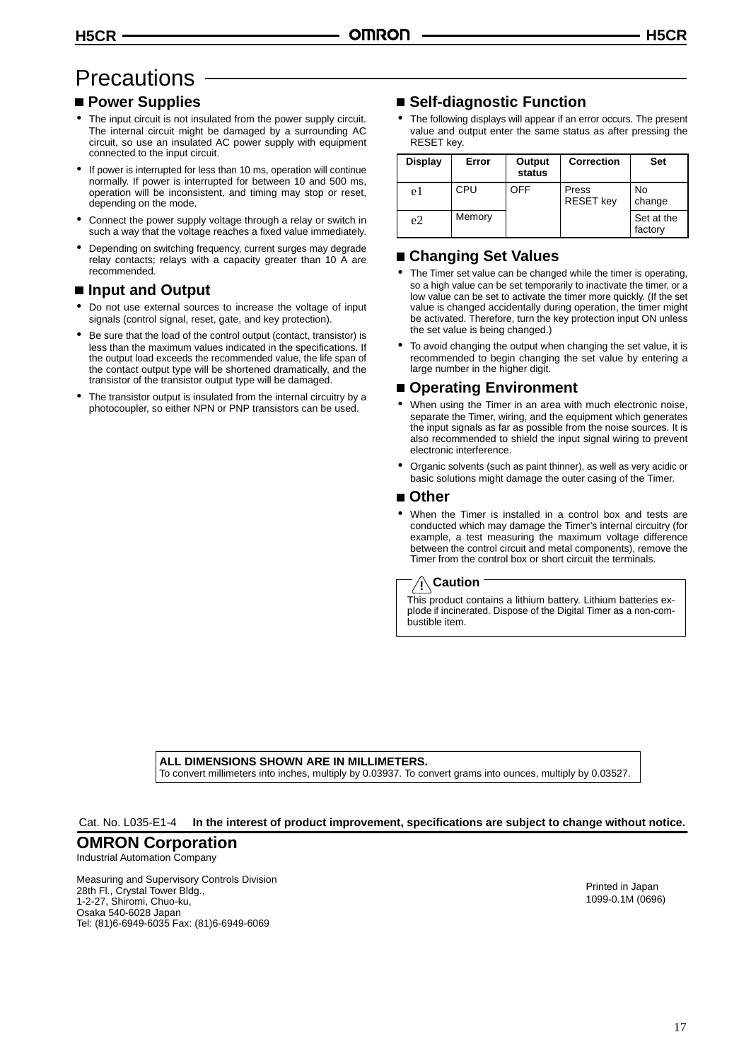# Precautions

## Power Supplies

- The input circuit is not insulated from the power supply circuit. The internal circuit might be damaged by a surrounding AC circuit, so use an insulated AC power supply with equipment connected to the input circuit.
- If power is interrupted for less than 10 ms, operation will continue normally. If power is interrupted for between 10 and 500 ms, operation will be inconsistent, and timing may stop or reset, depending on the mode.
- Connect the power supply voltage through a relay or switch in such a way that the voltage reaches a fixed value immediately.
- Depending on switching frequency, current surges may degrade relay contacts; relays with a capacity greater than 10 A are recommended.

## Input and Output

- Do not use external sources to increase the voltage of input signals (control signal, reset, gate, and key protection).
- Be sure that the load of the control output (contact, transistor) is less than the maximum values indicated in the specifications. If the output load exceeds the recommended value, the life span of the contact output type will be shortened dramatically, and the transistor of the transistor output type will be damaged.
- The transistor output is insulated from the internal circuitry by a photocoupler, so either NPN or PNP transistors can be used.

## Self-diagnostic Function

- The following displays will appear if an error occurs. The present value and output enter the same status as after pressing the RESET key.

| Display | Error | Output status | Correction | Set |
|---|---|---|---|---|
| e1 | CPU | OFF | Press RESET key | No change |
| e2 | Memory | | | Set at the factory |

## Changing Set Values

- The Timer set value can be changed while the timer is operating, so a high value can be set temporarily to inactivate the timer, or a low value can be set to activate the timer more quickly. (If the set value is changed accidentally during operation, the timer might be activated. Therefore, turn the key protection input ON unless the set value is being changed.)
- To avoid changing the output when changing the set value, it is recommended to begin changing the set value by entering a large number in the higher digit.

## Operating Environment

- When using the Timer in an area with much electronic noise, separate the Timer, wiring, and the equipment which generates the input signals as far as possible from the noise sources. It is also recommended to shield the input signal wiring to prevent electronic interference.
- Organic solvents (such as paint thinner), as well as very acidic or basic solutions might damage the outer casing of the Timer.

## Other

- When the Timer is installed in a control box and tests are conducted which may damage the Timer's internal circuitry (for example, a test measuring the maximum voltage difference between the control circuit and metal components), remove the Timer from the control box or short circuit the terminals.

**⚠ Caution**

This product contains a lithium battery. Lithium batteries explode if incinerated. Dispose of the Digital Timer as a non-combustible item.

**ALL DIMENSIONS SHOWN ARE IN MILLIMETERS.**
To convert millimeters into inches, multiply by 0.03937. To convert grams into ounces, multiply by 0.03527.

Cat. No. L035-E1-4 **In the interest of product improvement, specifications are subject to change without notice.**

**OMRON Corporation**
Industrial Automation Company

Measuring and Supervisory Controls Division
28th Fl., Crystal Tower Bldg.,
1-2-27, Shiromi, Chuo-ku,
Osaka 540-6028 Japan
Tel: (81)6-6949-6035 Fax: (81)6-6949-6069

Printed in Japan
1099-0.1M (0696)